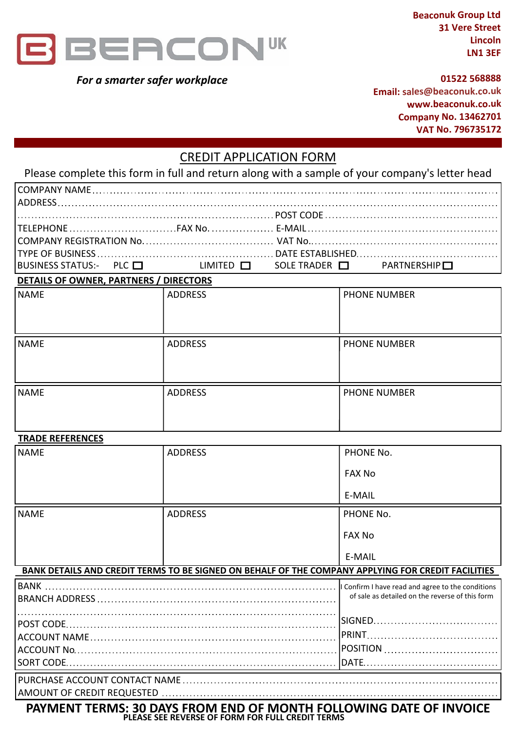BEACON UK

*For a smarter safer workplace*

**Beaconuk Group Ltd**
**31 Vere Street**
**Lincoln**
**LN1 3EF**

**01522 568888**
**Email: sales@beaconuk.co.uk**
**www.beaconuk.co.uk**
**Company No. 13462701**
**VAT No. 796735172**

# CREDIT APPLICATION FORM

Please complete this form in full and return along with a sample of your company's letter head

COMPANY NAME ........................................................................................................
ADDRESS ..................................................................................................................
........................................................................ POST CODE ..................................................
TELEPHONE .............................. FAX No. .................. E-MAIL ..............................................
COMPANY REGISTRATION No. .................................... VAT No. ............................................
TYPE OF BUSINESS .................................................. DATE ESTABLISHED ....................................
BUSINESS STATUS:- PLC ☐ LIMITED ☐ SOLE TRADER ☐ PARTNERSHIP ☐

**DETAILS OF OWNER, PARTNERS / DIRECTORS**

| NAME | ADDRESS | PHONE NUMBER |
|---|---|---|
| | | |

| NAME | ADDRESS | PHONE NUMBER |
|---|---|---|
| | | |

| NAME | ADDRESS | PHONE NUMBER |
|---|---|---|
| | | |

**TRADE REFERENCES**

| NAME | ADDRESS | PHONE No.<br>FAX No<br>E-MAIL |
|---|---|---|
| | | |

| NAME | ADDRESS | PHONE No.<br>FAX No<br>E-MAIL |
|---|---|---|
| | | |

**BANK DETAILS AND CREDIT TERMS TO BE SIGNED ON BEHALF OF THE COMPANY APPLYING FOR CREDIT FACILITIES**

| | |
|---|---|
| BANK ............................................ | I Confirm I have read and agree to the conditions of sale as detailed on the reverse of this form |
| BRANCH ADDRESS ................................. | |
| ................................................ | |
| POST CODE ...................................... | SIGNED ..................................... |
| ACCOUNT NAME ................................... | PRINT ...................................... |
| ACCOUNT No. .................................... | POSITION ................................... |
| SORT CODE ...................................... | DATE ....................................... |

PURCHASE ACCOUNT CONTACT NAME ............................................................................
AMOUNT OF CREDIT REQUESTED ................................................................................

**PAYMENT TERMS: 30 DAYS FROM END OF MONTH FOLLOWING DATE OF INVOICE**
**PLEASE SEE REVERSE OF FORM FOR FULL CREDIT TERMS**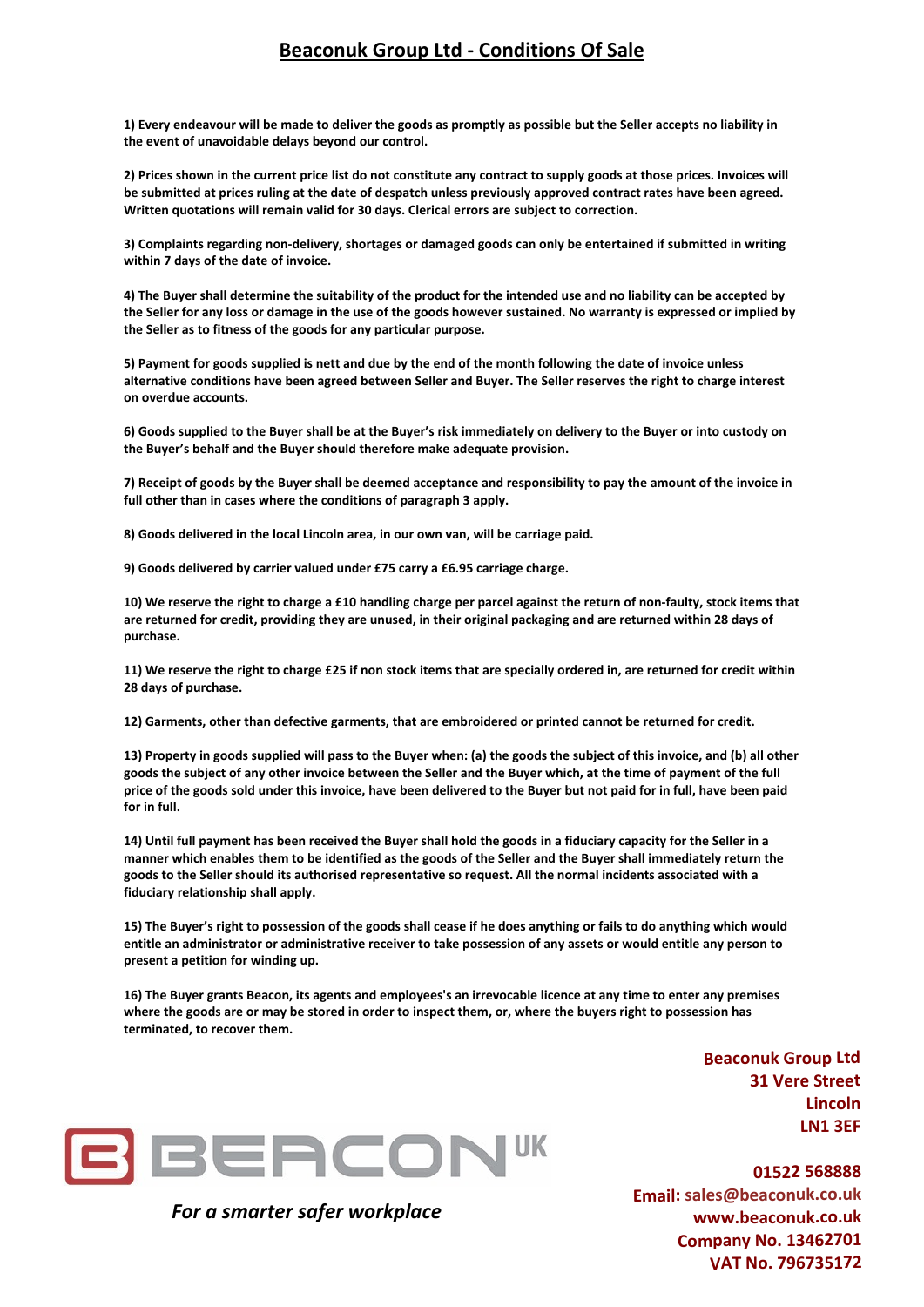# Beaconuk Group Ltd - Conditions Of Sale

**1) Every endeavour will be made to deliver the goods as promptly as possible but the Seller accepts no liability in the event of unavoidable delays beyond our control.**

**2) Prices shown in the current price list do not constitute any contract to supply goods at those prices. Invoices will be submitted at prices ruling at the date of despatch unless previously approved contract rates have been agreed. Written quotations will remain valid for 30 days. Clerical errors are subject to correction.**

**3) Complaints regarding non-delivery, shortages or damaged goods can only be entertained if submitted in writing within 7 days of the date of invoice.**

**4) The Buyer shall determine the suitability of the product for the intended use and no liability can be accepted by the Seller for any loss or damage in the use of the goods however sustained. No warranty is expressed or implied by the Seller as to fitness of the goods for any particular purpose.**

**5) Payment for goods supplied is nett and due by the end of the month following the date of invoice unless alternative conditions have been agreed between Seller and Buyer. The Seller reserves the right to charge interest on overdue accounts.**

**6) Goods supplied to the Buyer shall be at the Buyer's risk immediately on delivery to the Buyer or into custody on the Buyer's behalf and the Buyer should therefore make adequate provision.**

**7) Receipt of goods by the Buyer shall be deemed acceptance and responsibility to pay the amount of the invoice in full other than in cases where the conditions of paragraph 3 apply.**

**8) Goods delivered in the local Lincoln area, in our own van, will be carriage paid.**

**9) Goods delivered by carrier valued under £75 carry a £6.95 carriage charge.**

**10) We reserve the right to charge a £10 handling charge per parcel against the return of non-faulty, stock items that are returned for credit, providing they are unused, in their original packaging and are returned within 28 days of purchase.**

**11) We reserve the right to charge £25 if non stock items that are specially ordered in, are returned for credit within 28 days of purchase.**

**12) Garments, other than defective garments, that are embroidered or printed cannot be returned for credit.**

**13) Property in goods supplied will pass to the Buyer when: (a) the goods the subject of this invoice, and (b) all other goods the subject of any other invoice between the Seller and the Buyer which, at the time of payment of the full price of the goods sold under this invoice, have been delivered to the Buyer but not paid for in full, have been paid for in full.**

**14) Until full payment has been received the Buyer shall hold the goods in a fiduciary capacity for the Seller in a manner which enables them to be identified as the goods of the Seller and the Buyer shall immediately return the goods to the Seller should its authorised representative so request. All the normal incidents associated with a fiduciary relationship shall apply.**

**15) The Buyer's right to possession of the goods shall cease if he does anything or fails to do anything which would entitle an administrator or administrative receiver to take possession of any assets or would entitle any person to present a petition for winding up.**

**16) The Buyer grants Beacon, its agents and employees's an irrevocable licence at any time to enter any premises where the goods are or may be stored in order to inspect them, or, where the buyers right to possession has terminated, to recover them.**

**Beaconuk Group Ltd**
**31 Vere Street**
**Lincoln**
**LN1 3EF**

BEACON UK

*For a smarter safer workplace*

**01522 568888**
**Email: sales@beaconuk.co.uk**
**www.beaconuk.co.uk**
**Company No. 13462701**
**VAT No. 796735172**